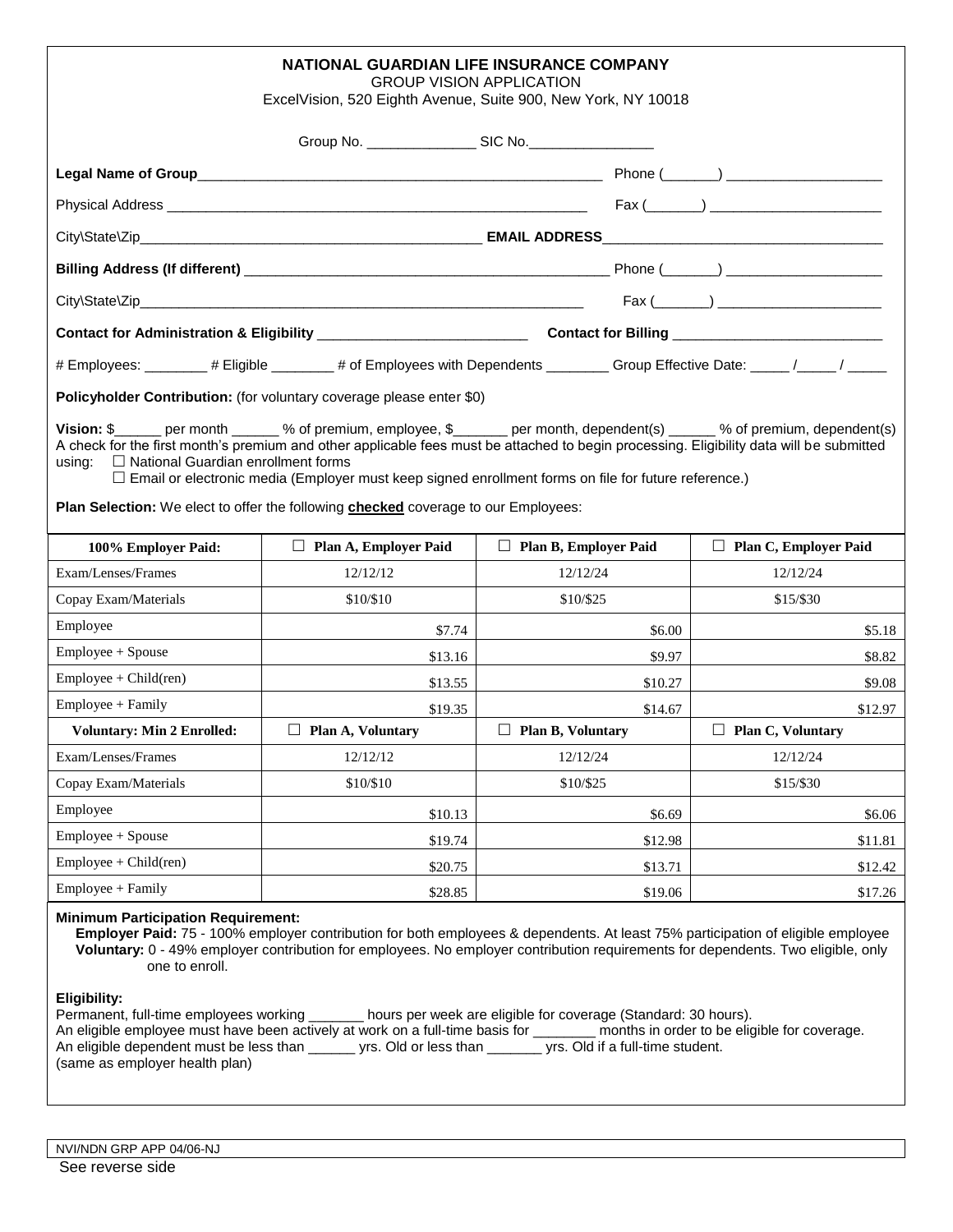# NATIONAL GUARDIAN LIFE INSURANCE COMPANY

GROUP VISION APPLICATION

ExcelVision, 520 Eighth Avenue, Suite 900, New York, NY 10018

Group No. ______________ SIC No.________________

**Legal Name of Group**____________________________________________________ Phone (_______) ____________________

Physical Address ______________________________________________________ Fax (_______) ______________________

City\State\Zip____________________________________________ **EMAIL ADDRESS**___________________________________

**Billing Address (If different)** _______________________________________________ Phone (_______) ____________________

City\State\Zip__________________________________________________________ Fax (_______) _____________________

**Contact for Administration & Eligibility** ___________________________ **Contact for Billing** ___________________________

# Employees: ________ # Eligible ________ # of Employees with Dependents ________ Group Effective Date: _____ /_____ / _____

**Policyholder Contribution:** (for voluntary coverage please enter $0)

**Vision:** $______ per month ______ % of premium, employee, $_______ per month, dependent(s) ______ % of premium, dependent(s)
A check for the first month's premium and other applicable fees must be attached to begin processing. Eligibility data will be submitted using: ☐ National Guardian enrollment forms
☐ Email or electronic media (Employer must keep signed enrollment forms on file for future reference.)

**Plan Selection:** We elect to offer the following **checked** coverage to our Employees:

| **100% Employer Paid:** | ☐ **Plan A, Employer Paid** | ☐ **Plan B, Employer Paid** | ☐ **Plan C, Employer Paid** |
|---|---|---|---|
| Exam/Lenses/Frames | 12/12/12 | 12/12/24 | 12/12/24 |
| Copay Exam/Materials | $10/$10 | $10/$25 | $15/$30 |
| Employee | $7.74 | $6.00 | $5.18 |
| Employee + Spouse | $13.16 | $9.97 | $8.82 |
| Employee + Child(ren) | $13.55 | $10.27 | $9.08 |
| Employee + Family | $19.35 | $14.67 | $12.97 |
| **Voluntary: Min 2 Enrolled:** | ☐ **Plan A, Voluntary** | ☐ **Plan B, Voluntary** | ☐ **Plan C, Voluntary** |
| Exam/Lenses/Frames | 12/12/12 | 12/12/24 | 12/12/24 |
| Copay Exam/Materials | $10/$10 | $10/$25 | $15/$30 |
| Employee | $10.13 | $6.69 | $6.06 |
| Employee + Spouse | $19.74 | $12.98 | $11.81 |
| Employee + Child(ren) | $20.75 | $13.71 | $12.42 |
| Employee + Family | $28.85 | $19.06 | $17.26 |

**Minimum Participation Requirement:**

**Employer Paid:** 75 - 100% employer contribution for both employees & dependents. At least 75% participation of eligible employee

**Voluntary:** 0 - 49% employer contribution for employees. No employer contribution requirements for dependents. Two eligible, only one to enroll.

**Eligibility:**

Permanent, full-time employees working _______ hours per week are eligible for coverage (Standard: 30 hours).
An eligible employee must have been actively at work on a full-time basis for ________ months in order to be eligible for coverage.
An eligible dependent must be less than ______ yrs. Old or less than _______ yrs. Old if a full-time student.
(same as employer health plan)

NVI/NDN GRP APP 04/06-NJ

See reverse side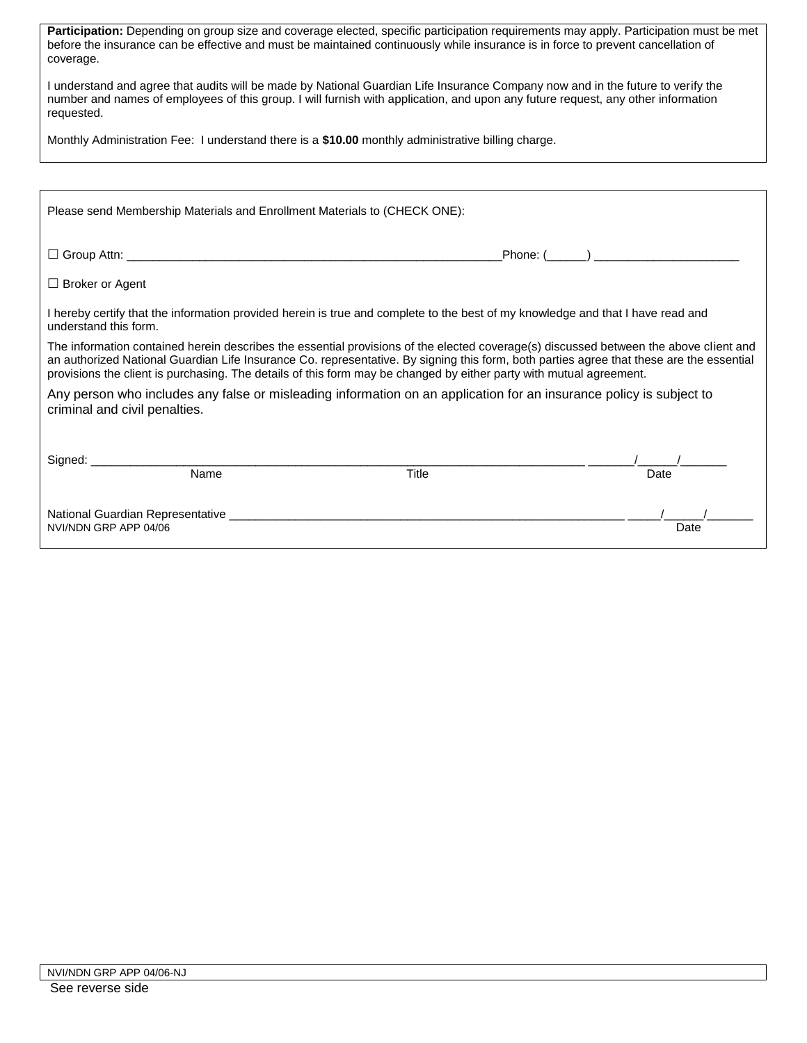**Participation:** Depending on group size and coverage elected, specific participation requirements may apply. Participation must be met before the insurance can be effective and must be maintained continuously while insurance is in force to prevent cancellation of coverage.

I understand and agree that audits will be made by National Guardian Life Insurance Company now and in the future to verify the number and names of employees of this group. I will furnish with application, and upon any future request, any other information requested.

Monthly Administration Fee: I understand there is a **$10.00** monthly administrative billing charge.

Please send Membership Materials and Enrollment Materials to (CHECK ONE):

☐ Group Attn: ________________________________________________________ Phone: (______) ______________________

☐ Broker or Agent

I hereby certify that the information provided herein is true and complete to the best of my knowledge and that I have read and understand this form.

The information contained herein describes the essential provisions of the elected coverage(s) discussed between the above client and an authorized National Guardian Life Insurance Co. representative. By signing this form, both parties agree that these are the essential provisions the client is purchasing. The details of this form may be changed by either party with mutual agreement.

Any person who includes any false or misleading information on an application for an insurance policy is subject to criminal and civil penalties.

Signed: ____________________________________________________________________________ _______/______/_______

Name Title Date

National Guardian Representative ____________________________________________________________ _____/______/_______

NVI/NDN GRP APP 04/06 Date

NVI/NDN GRP APP 04/06-NJ

See reverse side